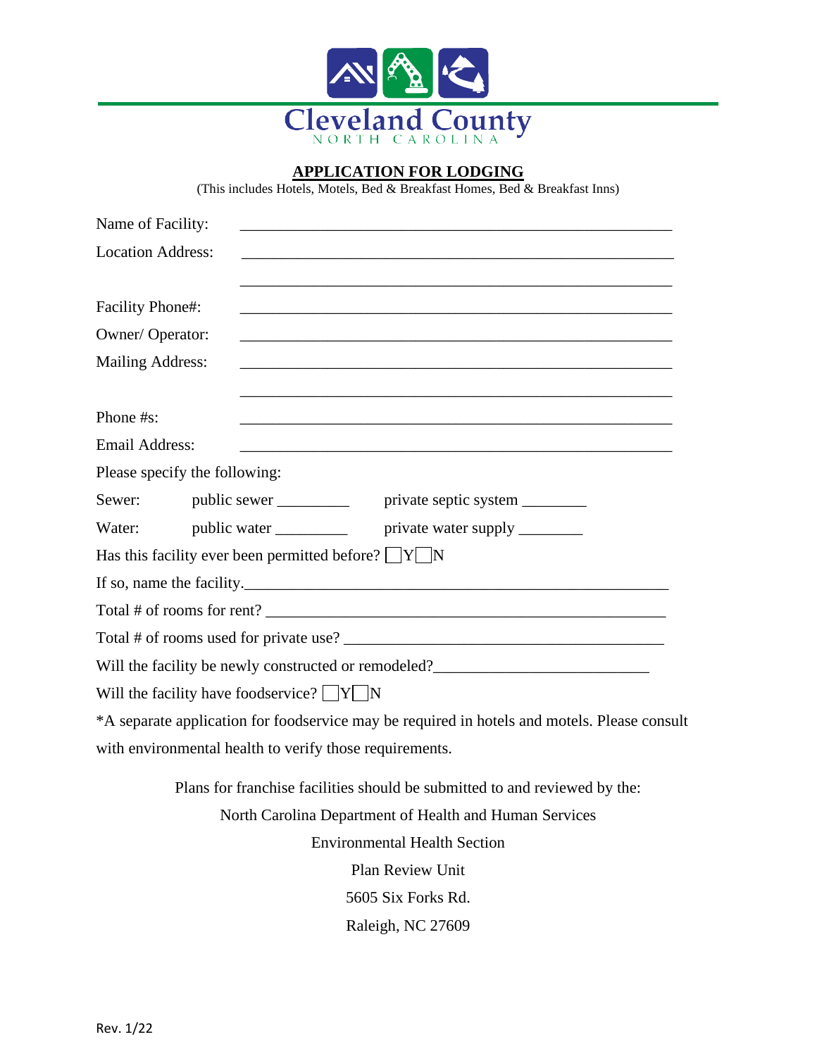Cleveland County

NORTH CAROLINA

# APPLICATION FOR LODGING

(This includes Hotels, Motels, Bed & Breakfast Homes, Bed & Breakfast Inns)

Name of Facility: ____________________________________________________

Location Address: ____________________________________________________

____________________________________________________

Facility Phone#: ____________________________________________________

Owner/ Operator: ____________________________________________________

Mailing Address: ____________________________________________________

____________________________________________________

Phone #s: ____________________________________________________

Email Address: ____________________________________________________

Please specify the following:

Sewer: public sewer _________ private septic system ________

Water: public water _________ private water supply ________

Has this facility ever been permitted before? ☐Y ☐N

If so, name the facility.______________________________________________________

Total # of rooms for rent? ____________________________________________________

Total # of rooms used for private use? __________________________________________

Will the facility be newly constructed or remodeled?___________________________

Will the facility have foodservice? ☐Y ☐N

*A separate application for foodservice may be required in hotels and motels. Please consult with environmental health to verify those requirements.

Plans for franchise facilities should be submitted to and reviewed by the:

North Carolina Department of Health and Human Services

Environmental Health Section

Plan Review Unit

5605 Six Forks Rd.

Raleigh, NC 27609

Rev. 1/22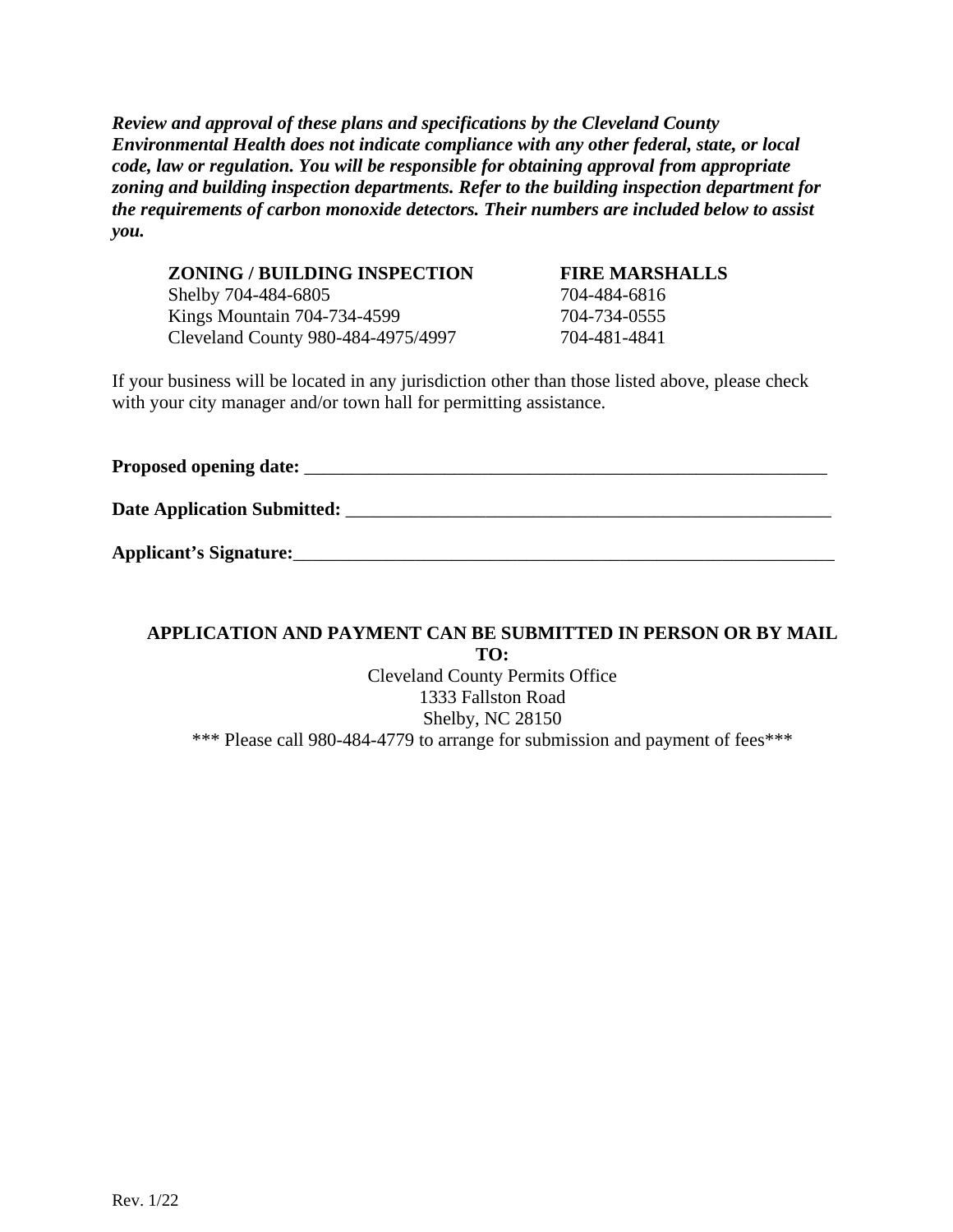***Review and approval of these plans and specifications by the Cleveland County Environmental Health does not indicate compliance with any other federal, state, or local code, law or regulation. You will be responsible for obtaining approval from appropriate zoning and building inspection departments. Refer to the building inspection department for the requirements of carbon monoxide detectors. Their numbers are included below to assist you.***

| ZONING / BUILDING INSPECTION | FIRE MARSHALLS |
|---|---|
| Shelby 704-484-6805 | 704-484-6816 |
| Kings Mountain 704-734-4599 | 704-734-0555 |
| Cleveland County 980-484-4975/4997 | 704-481-4841 |

If your business will be located in any jurisdiction other than those listed above, please check with your city manager and/or town hall for permitting assistance.

**Proposed opening date:** ___________________________________________________________

**Date Application Submitted:** ______________________________________________________

**Applicant's Signature:**___________________________________________________________

**APPLICATION AND PAYMENT CAN BE SUBMITTED IN PERSON OR BY MAIL TO:**

Cleveland County Permits Office
1333 Fallston Road
Shelby, NC 28150
*** Please call 980-484-4779 to arrange for submission and payment of fees***

Rev. 1/22